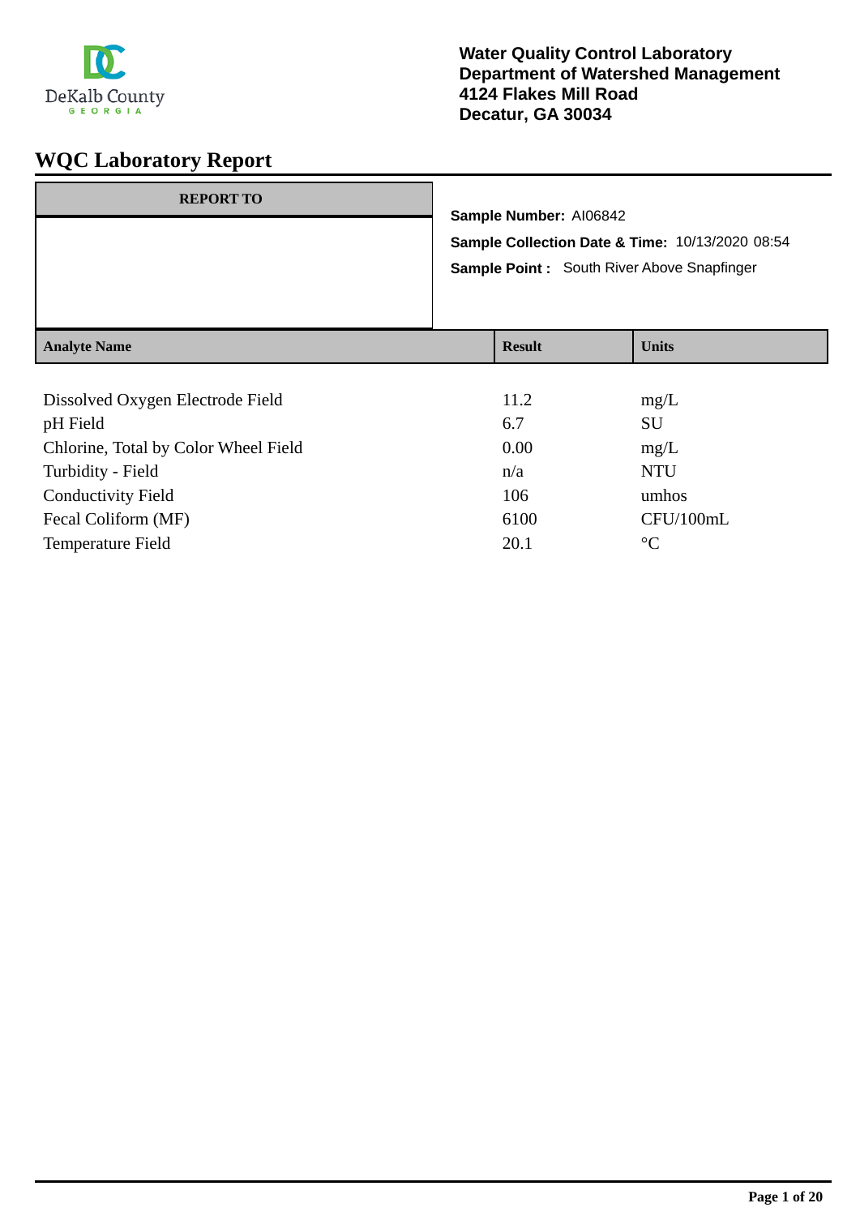**Water Quality Control Laboratory**
**Department of Watershed Management**
**4124 Flakes Mill Road**
**Decatur, GA 30034**

# WQC Laboratory Report

**REPORT TO**

**Sample Number:** AI06842

**Sample Collection Date & Time:** 10/13/2020 08:54

**Sample Point :** South River Above Snapfinger

| Analyte Name | Result | Units |
|---|---|---|
| Dissolved Oxygen Electrode Field | 11.2 | mg/L |
| pH Field | 6.7 | SU |
| Chlorine, Total by Color Wheel Field | 0.00 | mg/L |
| Turbidity - Field | n/a | NTU |
| Conductivity Field | 106 | umhos |
| Fecal Coliform (MF) | 6100 | CFU/100mL |
| Temperature Field | 20.1 | °C |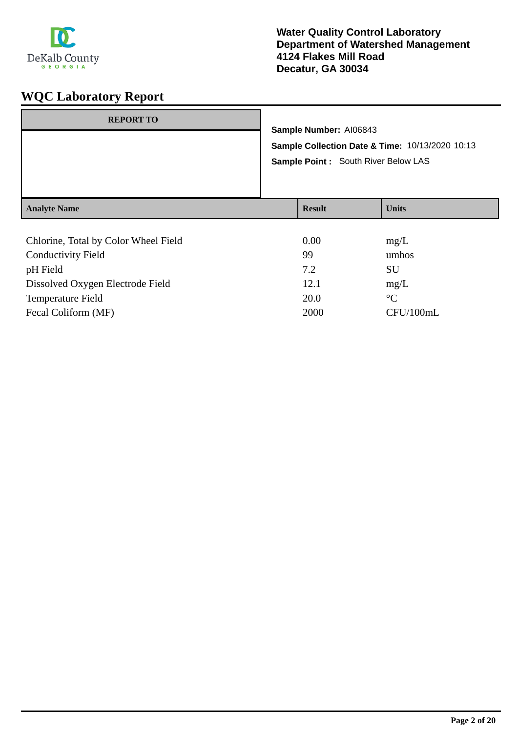DeKalb County GEORGIA

**Water Quality Control Laboratory**
**Department of Watershed Management**
**4124 Flakes Mill Road**
**Decatur, GA 30034**

# WQC Laboratory Report

| REPORT TO |
|---|
| |

**Sample Number:** AI06843

**Sample Collection Date & Time:** 10/13/2020 10:13

**Sample Point :** South River Below LAS

| Analyte Name | Result | Units |
|---|---|---|
| Chlorine, Total by Color Wheel Field | 0.00 | mg/L |
| Conductivity Field | 99 | umhos |
| pH Field | 7.2 | SU |
| Dissolved Oxygen Electrode Field | 12.1 | mg/L |
| Temperature Field | 20.0 | °C |
| Fecal Coliform (MF) | 2000 | CFU/100mL |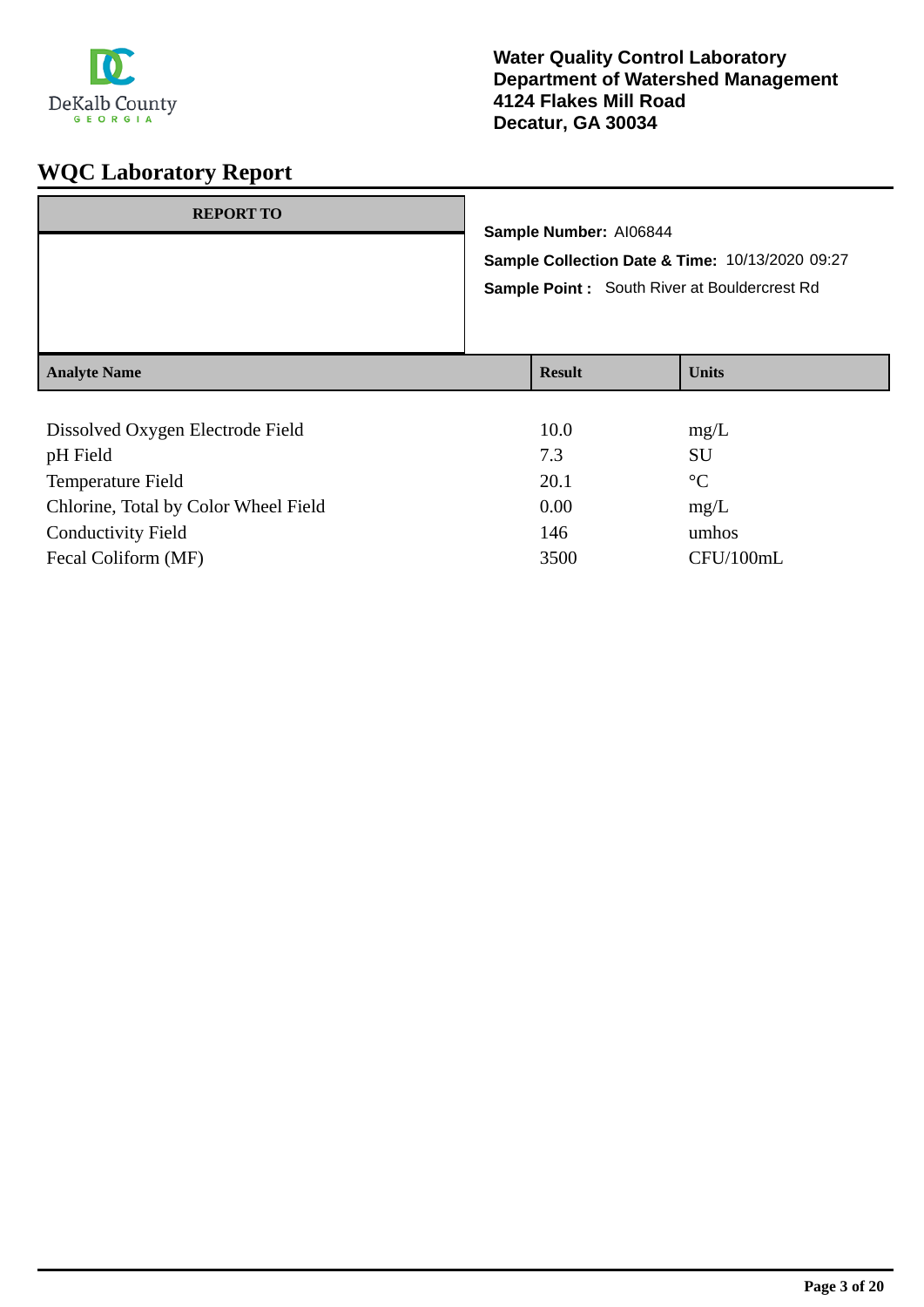Water Quality Control Laboratory
Department of Watershed Management
4124 Flakes Mill Road
Decatur, GA 30034

# WQC Laboratory Report

**REPORT TO**

**Sample Number:** AI06844

**Sample Collection Date & Time:** 10/13/2020 09:27

**Sample Point :** South River at Bouldercrest Rd

| Analyte Name | Result | Units |
|---|---|---|
| Dissolved Oxygen Electrode Field | 10.0 | mg/L |
| pH Field | 7.3 | SU |
| Temperature Field | 20.1 | °C |
| Chlorine, Total by Color Wheel Field | 0.00 | mg/L |
| Conductivity Field | 146 | umhos |
| Fecal Coliform (MF) | 3500 | CFU/100mL |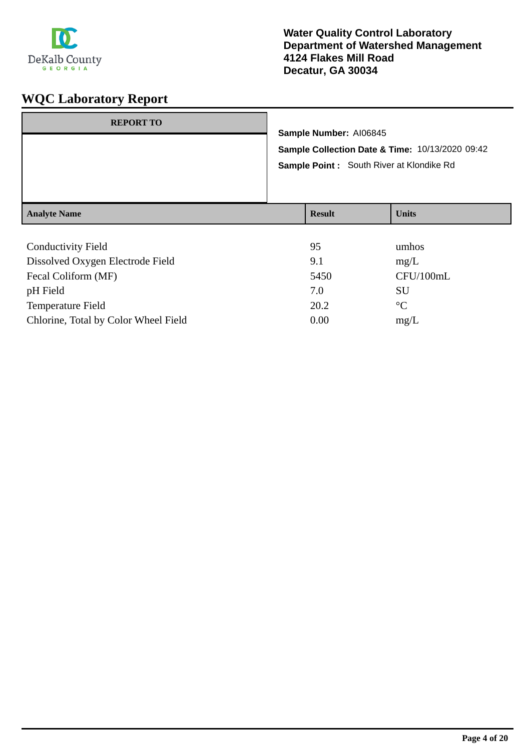Water Quality Control Laboratory
Department of Watershed Management
4124 Flakes Mill Road
Decatur, GA 30034

# WQC Laboratory Report

| REPORT TO |
|---|
| |

**Sample Number:** AI06845

**Sample Collection Date & Time:** 10/13/2020 09:42

**Sample Point :** South River at Klondike Rd

| Analyte Name | Result | Units |
|---|---|---|
| Conductivity Field | 95 | umhos |
| Dissolved Oxygen Electrode Field | 9.1 | mg/L |
| Fecal Coliform (MF) | 5450 | CFU/100mL |
| pH Field | 7.0 | SU |
| Temperature Field | 20.2 | °C |
| Chlorine, Total by Color Wheel Field | 0.00 | mg/L |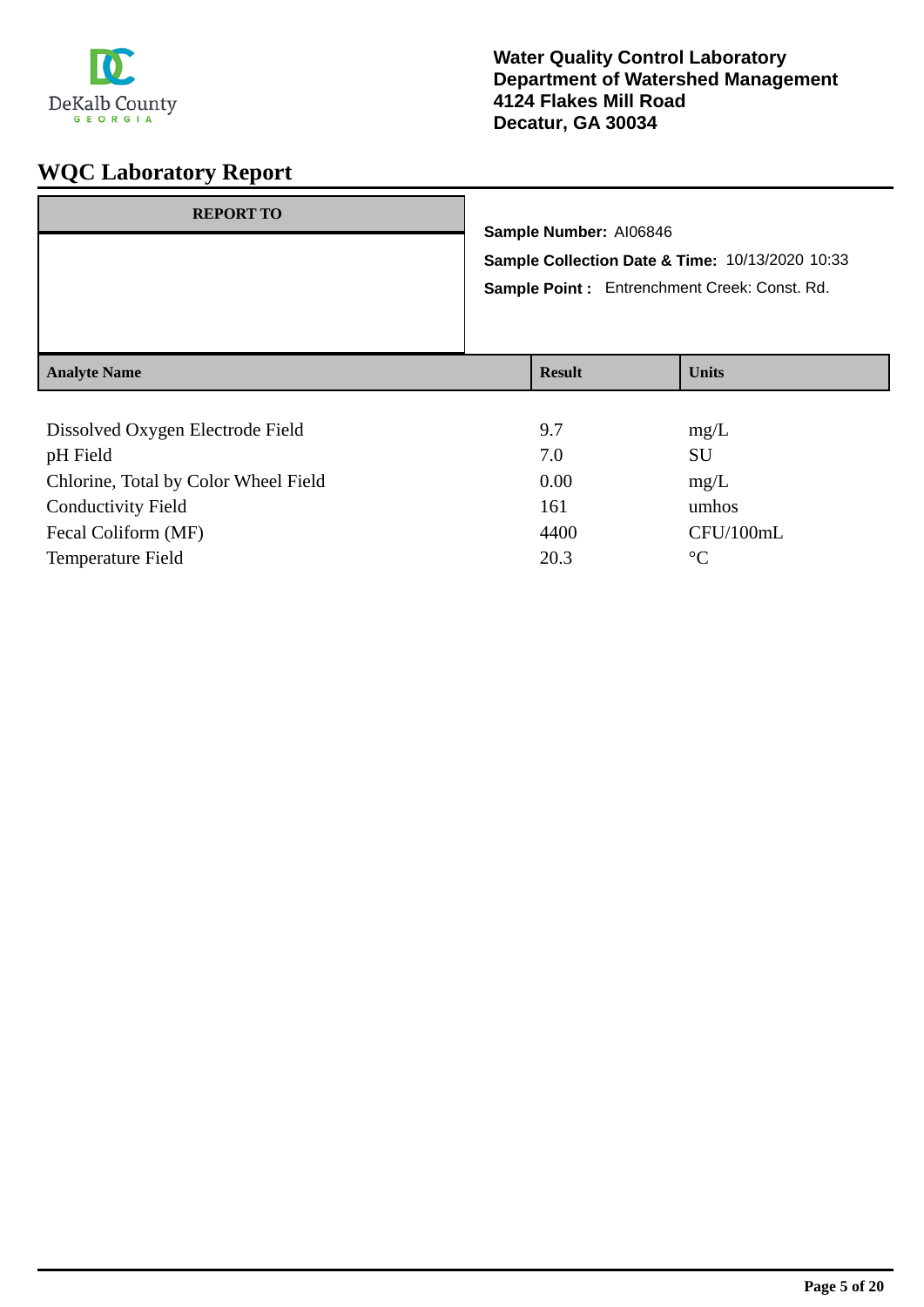DeKalb County
GEORGIA

**Water Quality Control Laboratory**
**Department of Watershed Management**
**4124 Flakes Mill Road**
**Decatur, GA 30034**

# WQC Laboratory Report

| REPORT TO |
| --- |
| |

**Sample Number:** AI06846

**Sample Collection Date & Time:** 10/13/2020 10:33

**Sample Point :** Entrenchment Creek: Const. Rd.

| Analyte Name | Result | Units |
| --- | --- | --- |
| Dissolved Oxygen Electrode Field | 9.7 | mg/L |
| pH Field | 7.0 | SU |
| Chlorine, Total by Color Wheel Field | 0.00 | mg/L |
| Conductivity Field | 161 | umhos |
| Fecal Coliform (MF) | 4400 | CFU/100mL |
| Temperature Field | 20.3 | °C |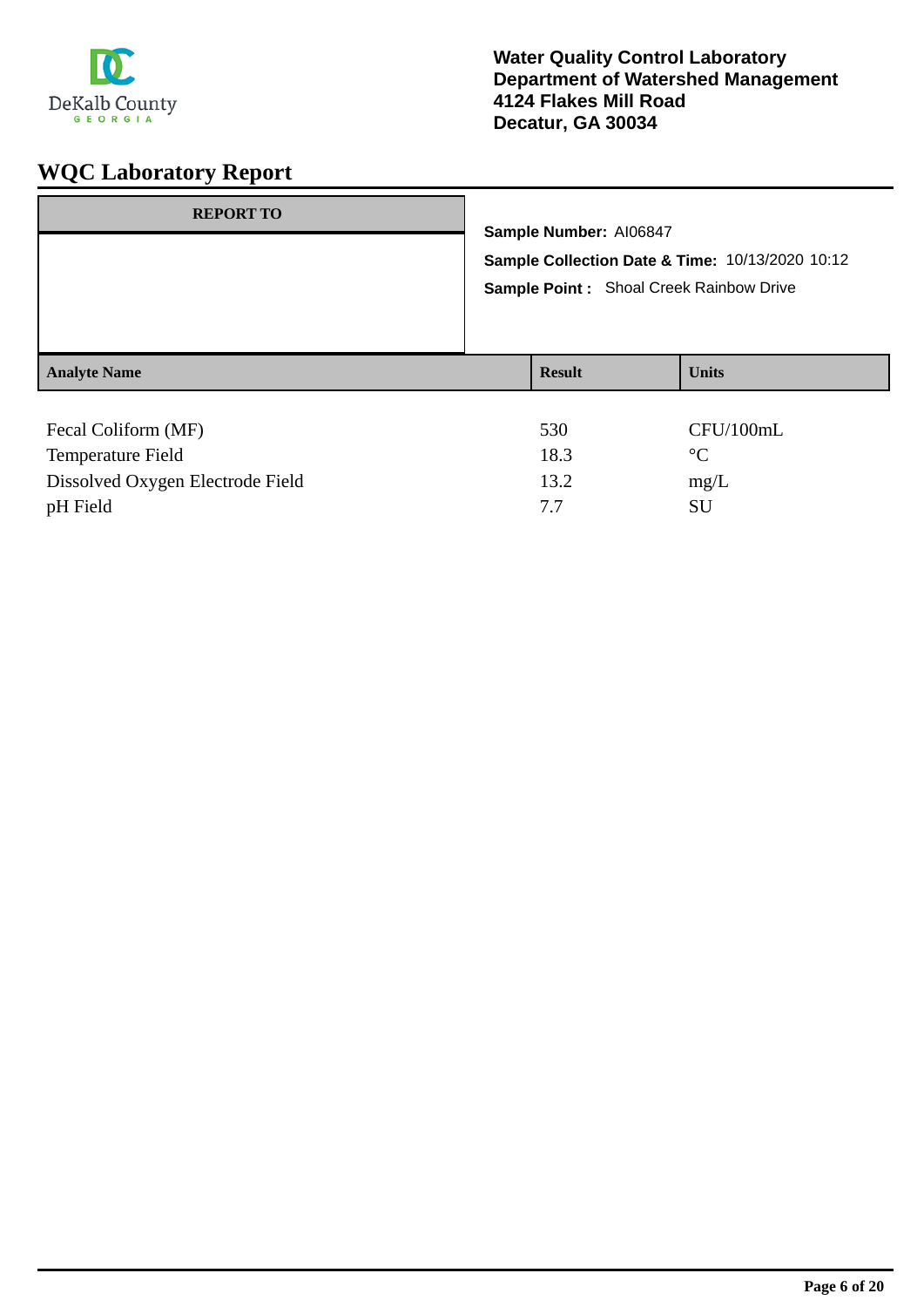DeKalb County GEORGIA

**Water Quality Control Laboratory**
**Department of Watershed Management**
**4124 Flakes Mill Road**
**Decatur, GA 30034**

# WQC Laboratory Report

| REPORT TO |
| --- |
| |

**Sample Number:** AI06847

**Sample Collection Date & Time:** 10/13/2020 10:12

**Sample Point :** Shoal Creek Rainbow Drive

| Analyte Name | Result | Units |
| --- | --- | --- |
| Fecal Coliform (MF) | 530 | CFU/100mL |
| Temperature Field | 18.3 | °C |
| Dissolved Oxygen Electrode Field | 13.2 | mg/L |
| pH Field | 7.7 | SU |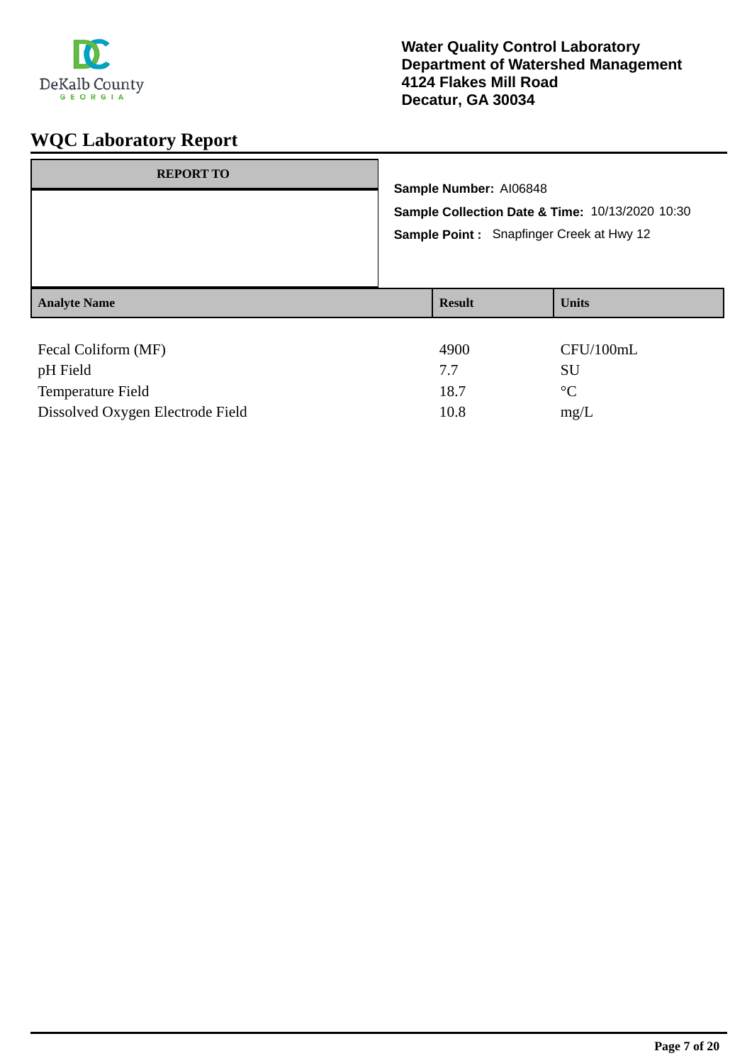Water Quality Control Laboratory
Department of Watershed Management
4124 Flakes Mill Road
Decatur, GA 30034

# WQC Laboratory Report

| REPORT TO |
| --- |
| |

**Sample Number:** AI06848

**Sample Collection Date & Time:** 10/13/2020 10:30

**Sample Point :** Snapfinger Creek at Hwy 12

| Analyte Name | Result | Units |
| --- | --- | --- |
| Fecal Coliform (MF) | 4900 | CFU/100mL |
| pH Field | 7.7 | SU |
| Temperature Field | 18.7 | °C |
| Dissolved Oxygen Electrode Field | 10.8 | mg/L |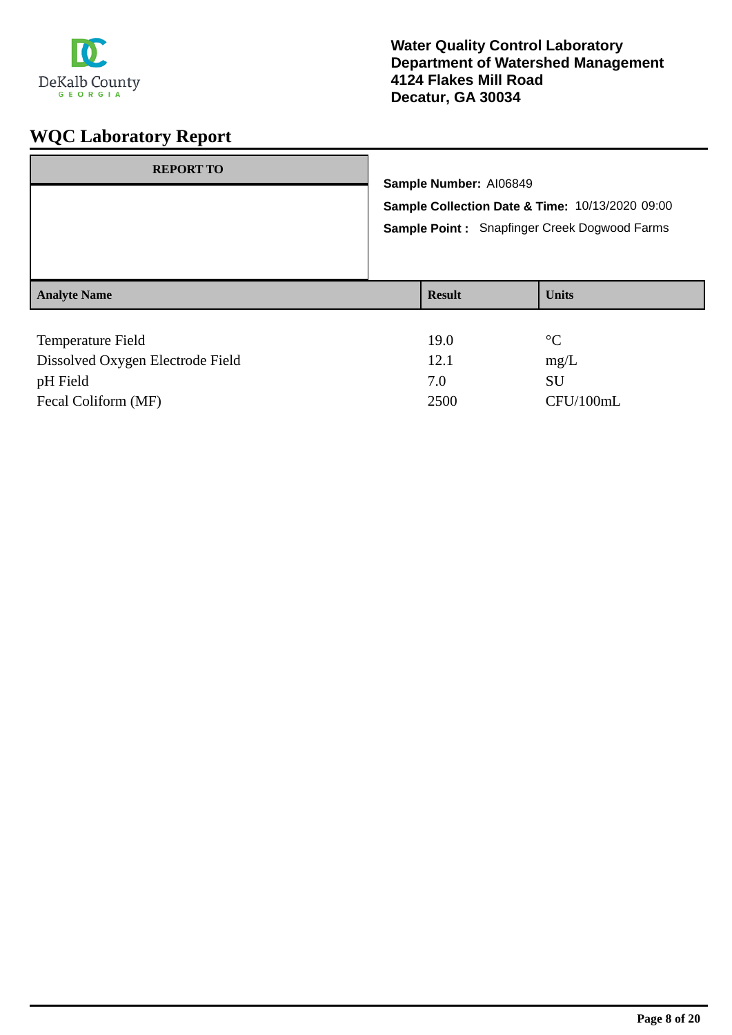**Water Quality Control Laboratory**
**Department of Watershed Management**
**4124 Flakes Mill Road**
**Decatur, GA 30034**

# WQC Laboratory Report

**REPORT TO**

**Sample Number:** AI06849

**Sample Collection Date & Time:** 10/13/2020 09:00

**Sample Point :** Snapfinger Creek Dogwood Farms

| Analyte Name | Result | Units |
|---|---|---|
| Temperature Field | 19.0 | °C |
| Dissolved Oxygen Electrode Field | 12.1 | mg/L |
| pH Field | 7.0 | SU |
| Fecal Coliform (MF) | 2500 | CFU/100mL |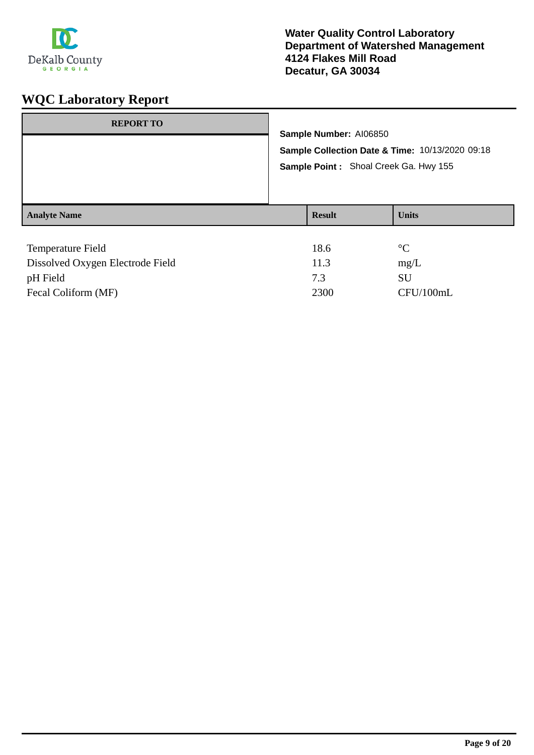DeKalb County
GEORGIA

**Water Quality Control Laboratory**
**Department of Watershed Management**
**4124 Flakes Mill Road**
**Decatur, GA 30034**

# WQC Laboratory Report

| REPORT TO |
|---|
| |

**Sample Number:** AI06850

**Sample Collection Date & Time:** 10/13/2020 09:18

**Sample Point :** Shoal Creek Ga. Hwy 155

| Analyte Name | Result | Units |
|---|---|---|
| Temperature Field | 18.6 | °C |
| Dissolved Oxygen Electrode Field | 11.3 | mg/L |
| pH Field | 7.3 | SU |
| Fecal Coliform (MF) | 2300 | CFU/100mL |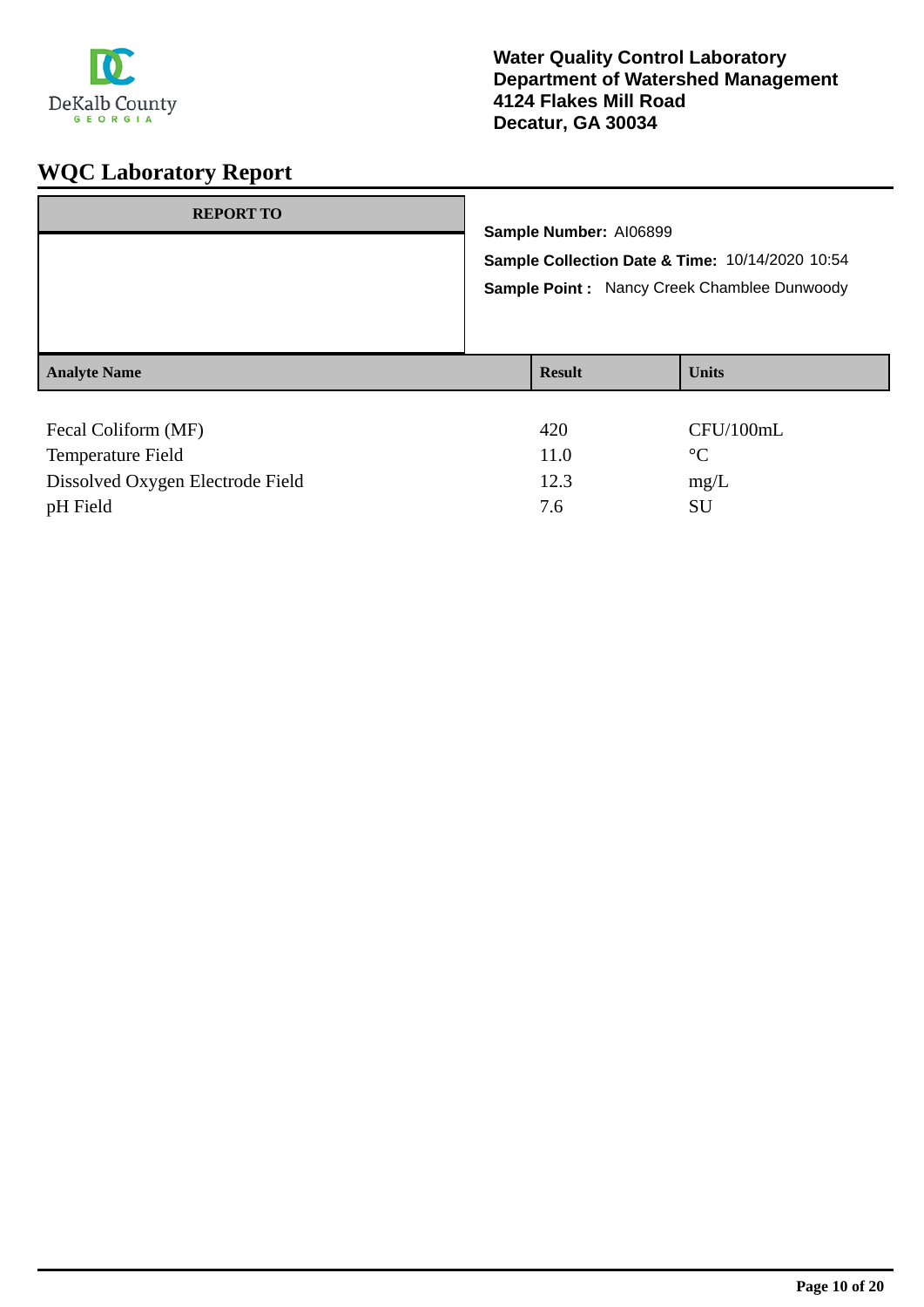DeKalb County
GEORGIA

**Water Quality Control Laboratory**
**Department of Watershed Management**
**4124 Flakes Mill Road**
**Decatur, GA 30034**

# WQC Laboratory Report

| REPORT TO |
|---|
| |

**Sample Number:** AI06899

**Sample Collection Date & Time:** 10/14/2020 10:54

**Sample Point :** Nancy Creek Chamblee Dunwoody

| Analyte Name | Result | Units |
|---|---|---|
| Fecal Coliform (MF) | 420 | CFU/100mL |
| Temperature Field | 11.0 | °C |
| Dissolved Oxygen Electrode Field | 12.3 | mg/L |
| pH Field | 7.6 | SU |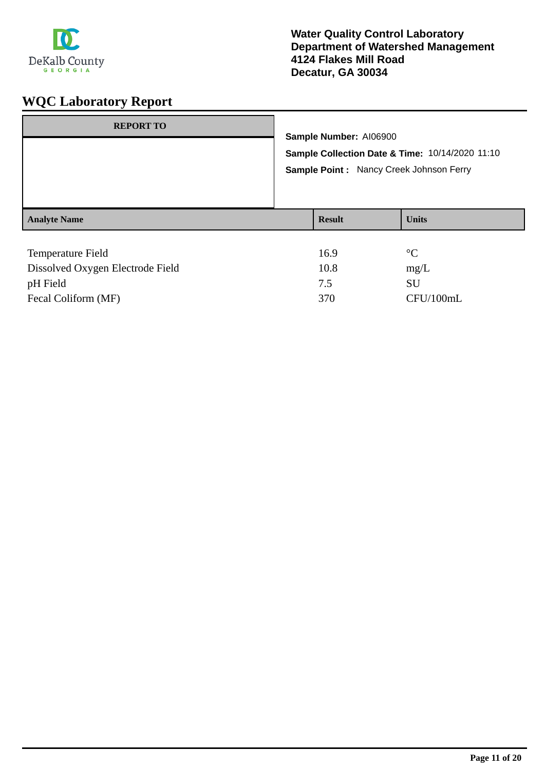**Water Quality Control Laboratory**
**Department of Watershed Management**
**4124 Flakes Mill Road**
**Decatur, GA 30034**

# WQC Laboratory Report

**REPORT TO**

**Sample Number:** AI06900

**Sample Collection Date & Time:** 10/14/2020 11:10

**Sample Point :** Nancy Creek Johnson Ferry

| Analyte Name | Result | Units |
|---|---|---|
| Temperature Field | 16.9 | °C |
| Dissolved Oxygen Electrode Field | 10.8 | mg/L |
| pH Field | 7.5 | SU |
| Fecal Coliform (MF) | 370 | CFU/100mL |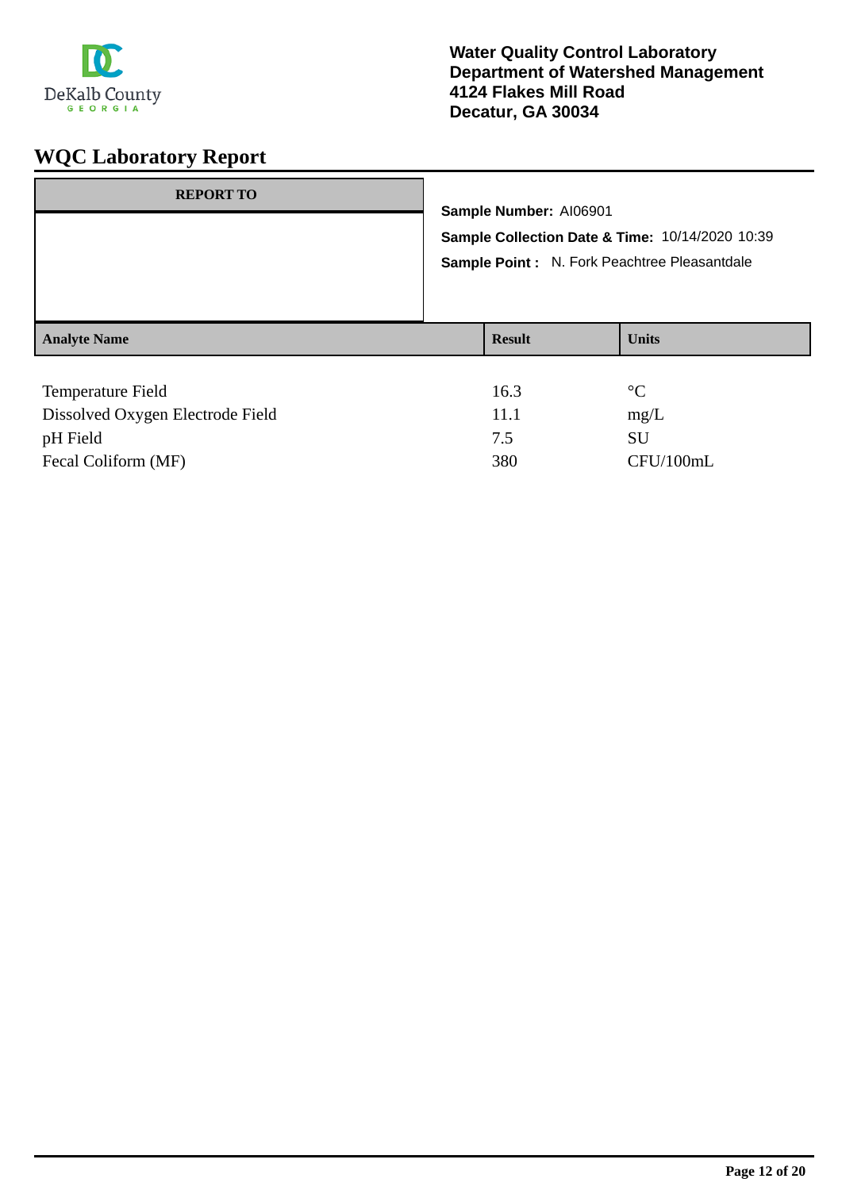DeKalb County
GEORGIA

**Water Quality Control Laboratory**
**Department of Watershed Management**
**4124 Flakes Mill Road**
**Decatur, GA 30034**

# WQC Laboratory Report

**REPORT TO**

**Sample Number:** AI06901

**Sample Collection Date & Time:** 10/14/2020 10:39

**Sample Point :** N. Fork Peachtree Pleasantdale

| Analyte Name | Result | Units |
|---|---|---|
| Temperature Field | 16.3 | °C |
| Dissolved Oxygen Electrode Field | 11.1 | mg/L |
| pH Field | 7.5 | SU |
| Fecal Coliform (MF) | 380 | CFU/100mL |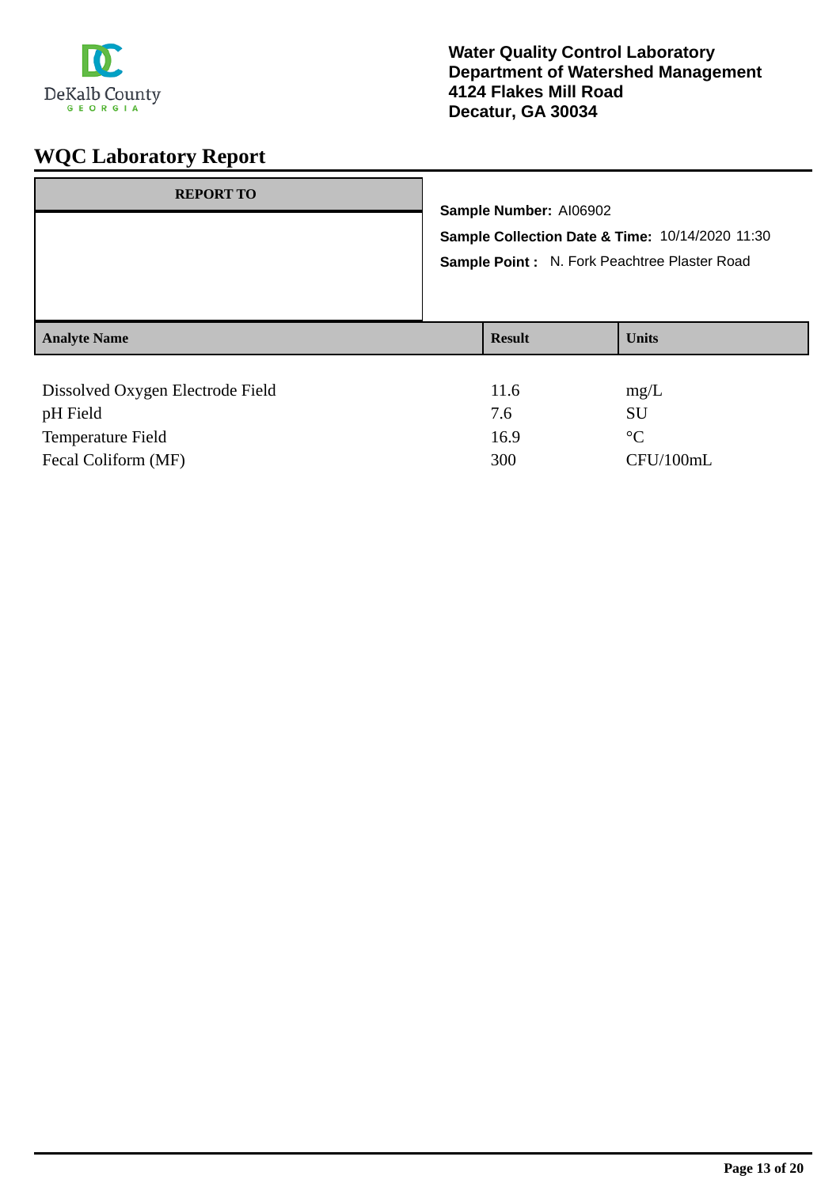DeKalb County
GEORGIA

**Water Quality Control Laboratory**
**Department of Watershed Management**
**4124 Flakes Mill Road**
**Decatur, GA 30034**

# WQC Laboratory Report

| REPORT TO |
| --- |
| |

**Sample Number:** AI06902

**Sample Collection Date & Time:** 10/14/2020 11:30

**Sample Point :** N. Fork Peachtree Plaster Road

| Analyte Name | Result | Units |
| --- | --- | --- |
| Dissolved Oxygen Electrode Field | 11.6 | mg/L |
| pH Field | 7.6 | SU |
| Temperature Field | 16.9 | °C |
| Fecal Coliform (MF) | 300 | CFU/100mL |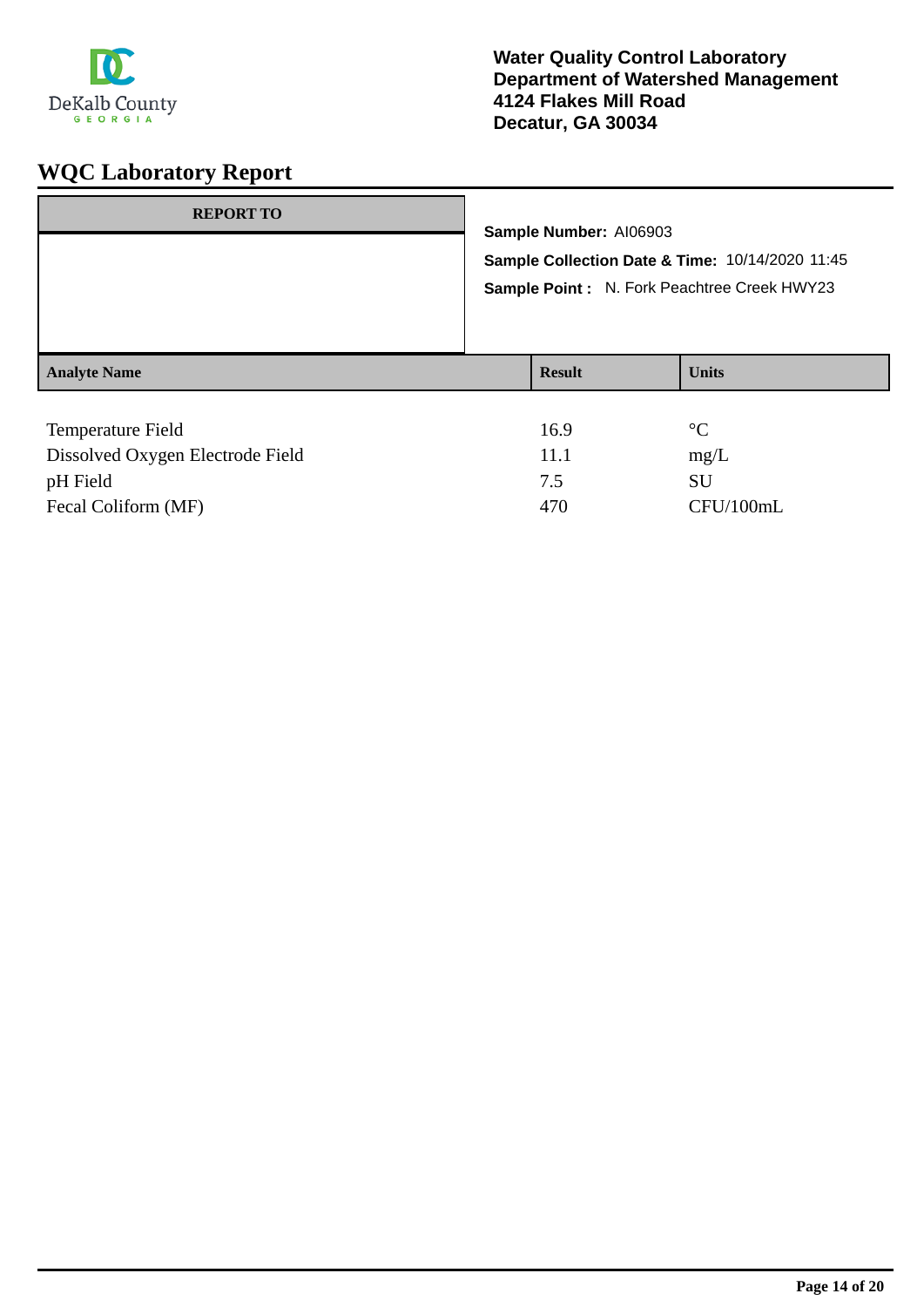**Water Quality Control Laboratory**
**Department of Watershed Management**
**4124 Flakes Mill Road**
**Decatur, GA 30034**

# WQC Laboratory Report

| REPORT TO |
| --- |
| |

**Sample Number:** AI06903

**Sample Collection Date & Time:** 10/14/2020 11:45

**Sample Point :** N. Fork Peachtree Creek HWY23

| Analyte Name | Result | Units |
| --- | --- | --- |
| Temperature Field | 16.9 | °C |
| Dissolved Oxygen Electrode Field | 11.1 | mg/L |
| pH Field | 7.5 | SU |
| Fecal Coliform (MF) | 470 | CFU/100mL |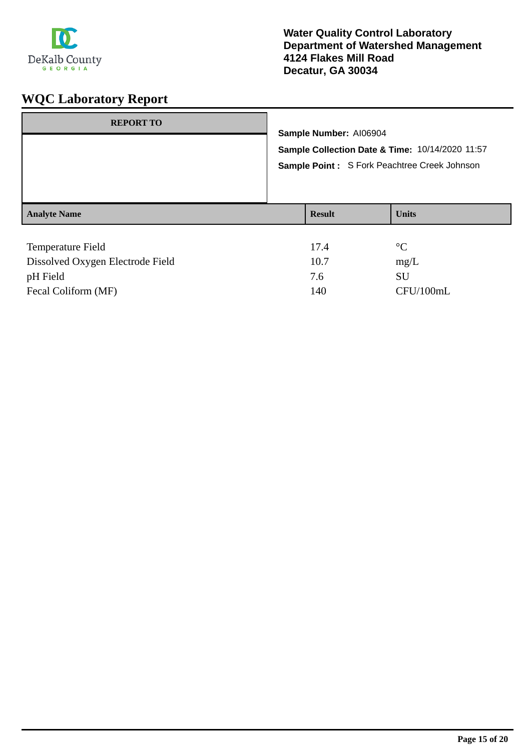DeKalb County
GEORGIA

**Water Quality Control Laboratory**
**Department of Watershed Management**
**4124 Flakes Mill Road**
**Decatur, GA 30034**

# WQC Laboratory Report

| REPORT TO |
|---|
| |

**Sample Number:** AI06904

**Sample Collection Date & Time:** 10/14/2020 11:57

**Sample Point :** S Fork Peachtree Creek Johnson

| Analyte Name | Result | Units |
|---|---|---|
| Temperature Field | 17.4 | °C |
| Dissolved Oxygen Electrode Field | 10.7 | mg/L |
| pH Field | 7.6 | SU |
| Fecal Coliform (MF) | 140 | CFU/100mL |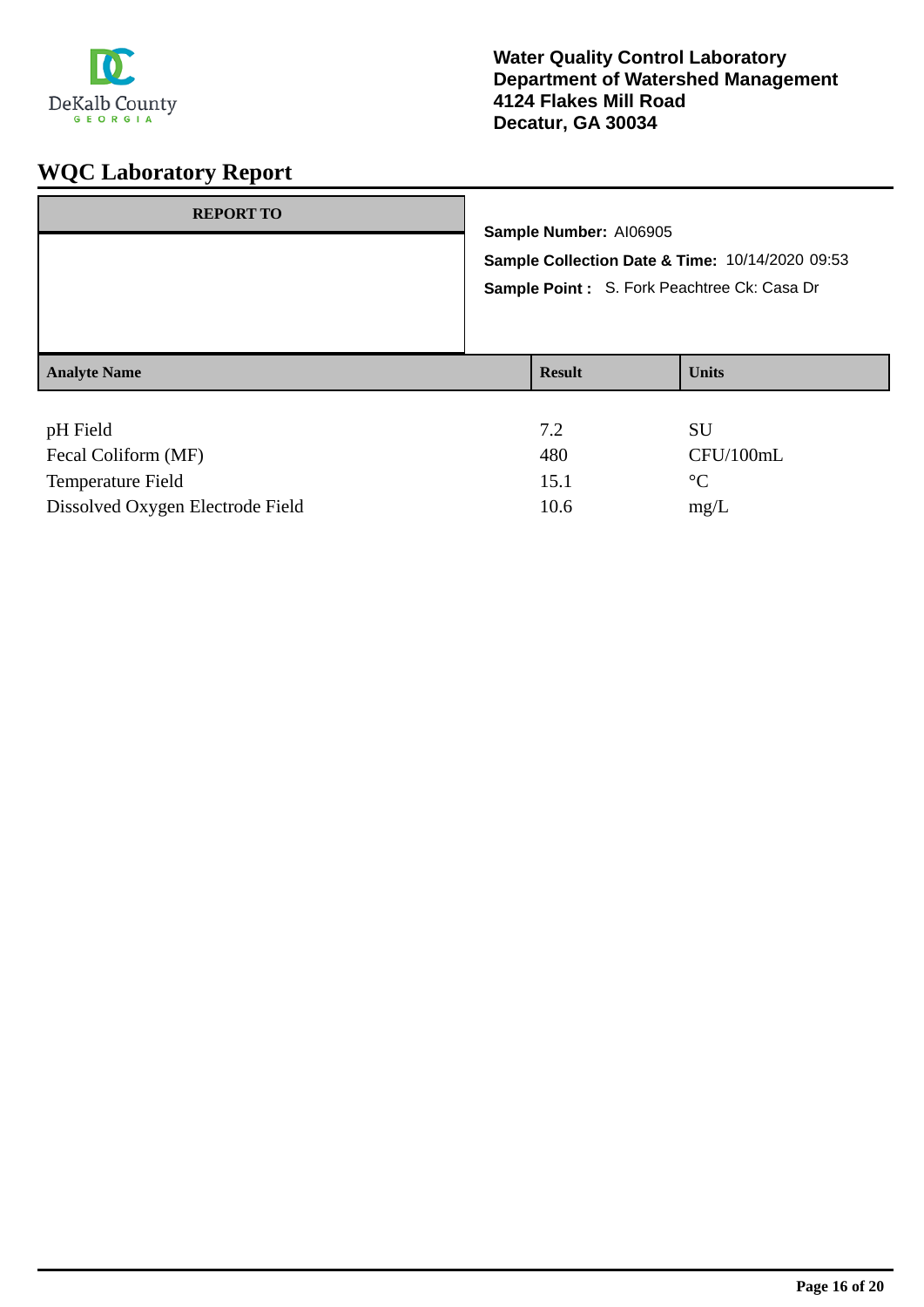**Water Quality Control Laboratory**
**Department of Watershed Management**
**4124 Flakes Mill Road**
**Decatur, GA 30034**

# WQC Laboratory Report

| REPORT TO |
| --- |
| |

**Sample Number:** AI06905

**Sample Collection Date & Time:** 10/14/2020 09:53

**Sample Point :** S. Fork Peachtree Ck: Casa Dr

| Analyte Name | Result | Units |
| --- | --- | --- |
| pH Field | 7.2 | SU |
| Fecal Coliform (MF) | 480 | CFU/100mL |
| Temperature Field | 15.1 | °C |
| Dissolved Oxygen Electrode Field | 10.6 | mg/L |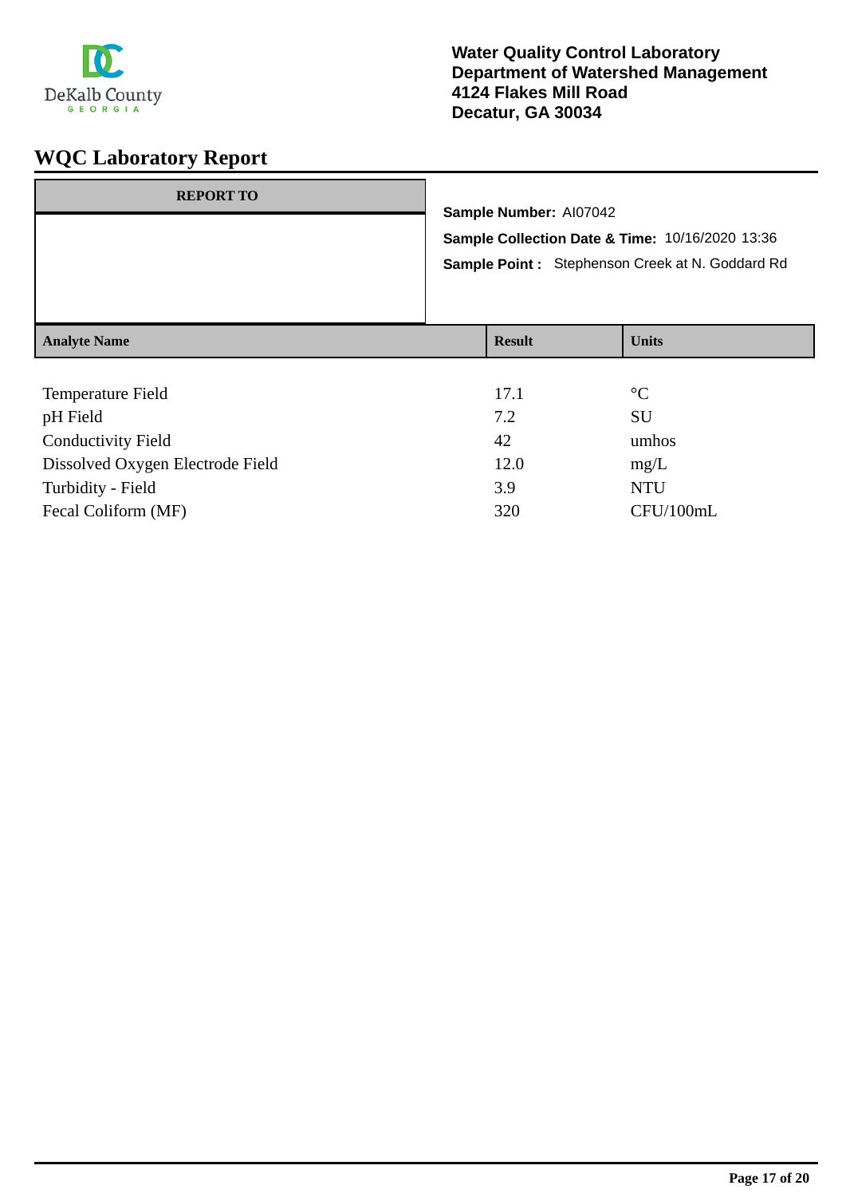**Water Quality Control Laboratory**
**Department of Watershed Management**
**4124 Flakes Mill Road**
**Decatur, GA 30034**

# WQC Laboratory Report

| REPORT TO |
|---|
| |

**Sample Number:** AI07042

**Sample Collection Date & Time:** 10/16/2020 13:36

**Sample Point :** Stephenson Creek at N. Goddard Rd

| Analyte Name | Result | Units |
|---|---|---|
| Temperature Field | 17.1 | °C |
| pH Field | 7.2 | SU |
| Conductivity Field | 42 | umhos |
| Dissolved Oxygen Electrode Field | 12.0 | mg/L |
| Turbidity - Field | 3.9 | NTU |
| Fecal Coliform (MF) | 320 | CFU/100mL |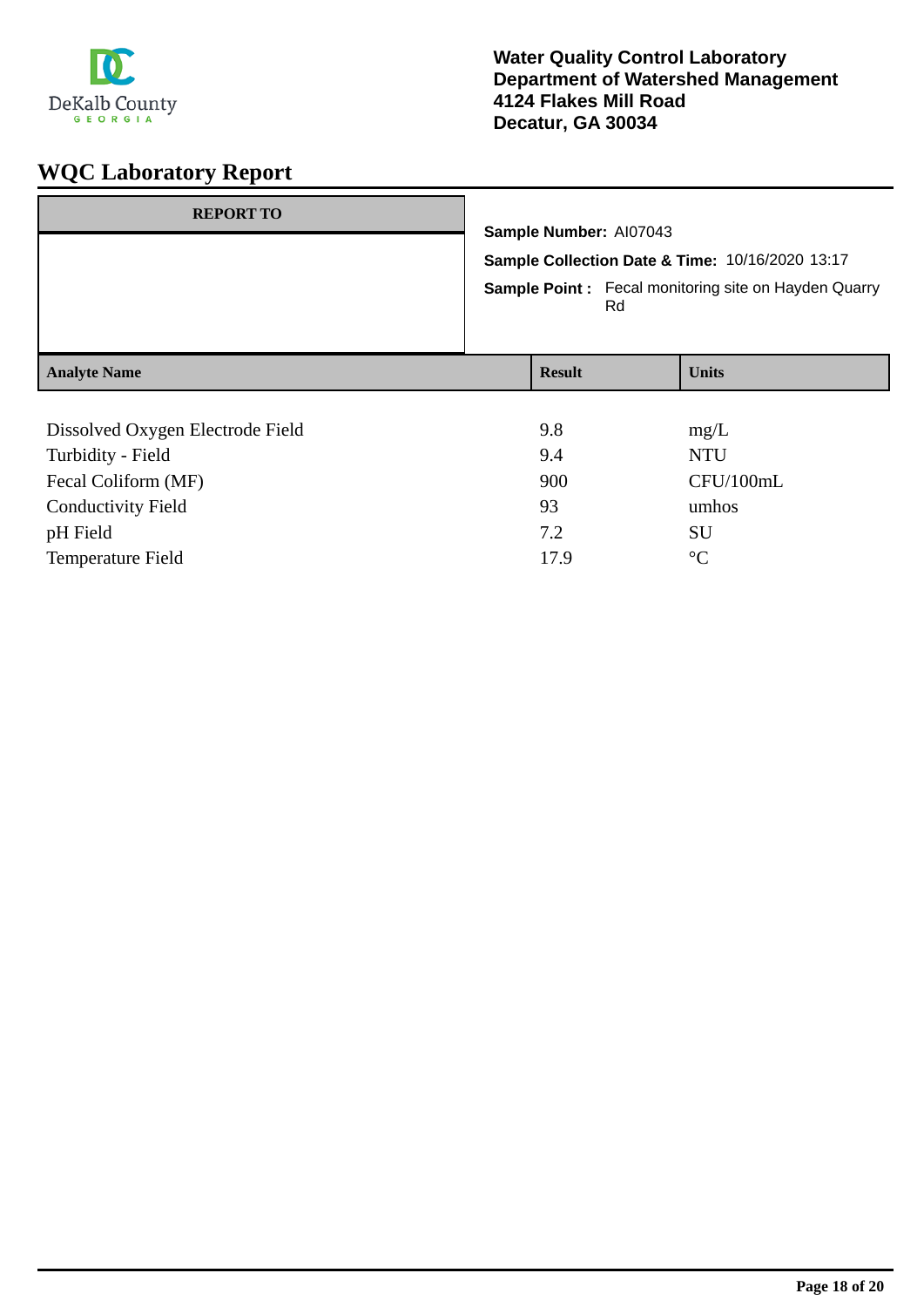**Water Quality Control Laboratory**
**Department of Watershed Management**
**4124 Flakes Mill Road**
**Decatur, GA 30034**

# WQC Laboratory Report

| REPORT TO |
| --- |
| |

**Sample Number:** AI07043

**Sample Collection Date & Time:** 10/16/2020 13:17

**Sample Point :** Fecal monitoring site on Hayden Quarry Rd

| Analyte Name | Result | Units |
| --- | --- | --- |
| Dissolved Oxygen Electrode Field | 9.8 | mg/L |
| Turbidity - Field | 9.4 | NTU |
| Fecal Coliform (MF) | 900 | CFU/100mL |
| Conductivity Field | 93 | umhos |
| pH Field | 7.2 | SU |
| Temperature Field | 17.9 | °C |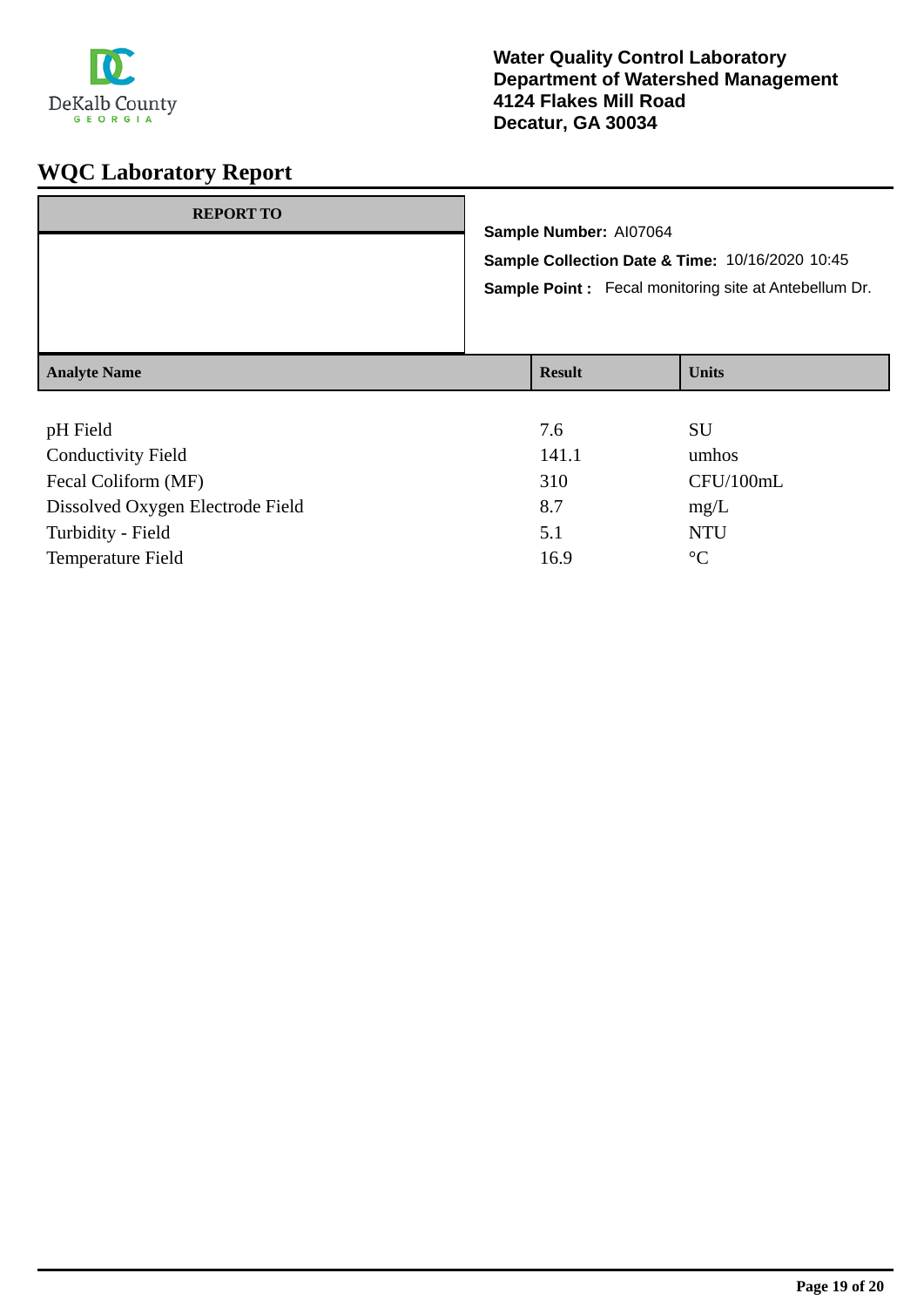DeKalb County
GEORGIA

**Water Quality Control Laboratory**
**Department of Watershed Management**
**4124 Flakes Mill Road**
**Decatur, GA 30034**

# WQC Laboratory Report

| REPORT TO |
| --- |
| |

**Sample Number:** AI07064

**Sample Collection Date & Time:** 10/16/2020 10:45

**Sample Point :** Fecal monitoring site at Antebellum Dr.

| Analyte Name | Result | Units |
| --- | --- | --- |
| pH Field | 7.6 | SU |
| Conductivity Field | 141.1 | umhos |
| Fecal Coliform (MF) | 310 | CFU/100mL |
| Dissolved Oxygen Electrode Field | 8.7 | mg/L |
| Turbidity - Field | 5.1 | NTU |
| Temperature Field | 16.9 | °C |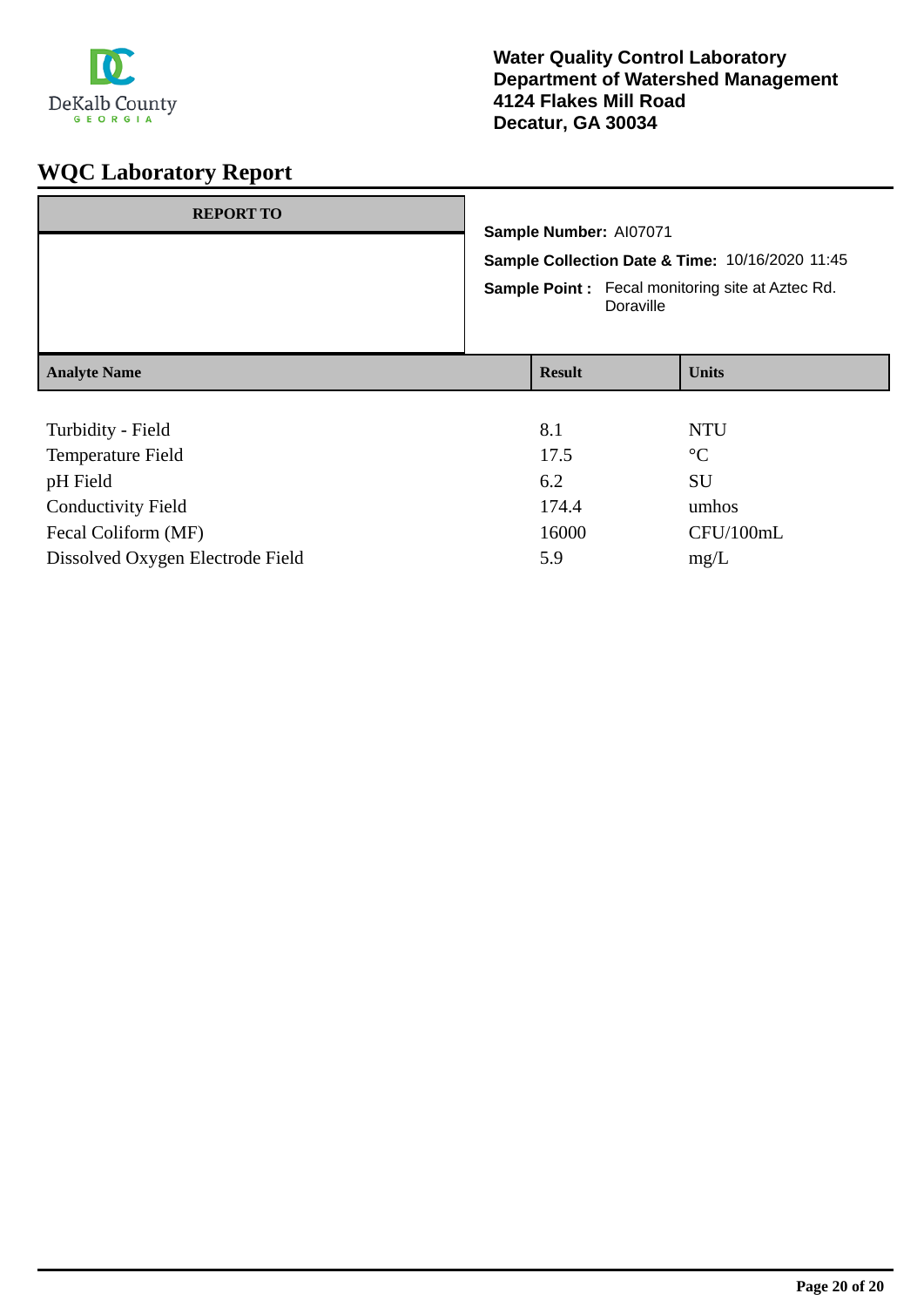DeKalb County
GEORGIA

**Water Quality Control Laboratory**
**Department of Watershed Management**
**4124 Flakes Mill Road**
**Decatur, GA 30034**

# WQC Laboratory Report

| REPORT TO |
| --- |
| |

**Sample Number:** AI07071

**Sample Collection Date & Time:** 10/16/2020 11:45

**Sample Point :** Fecal monitoring site at Aztec Rd. Doraville

| Analyte Name | Result | Units |
| --- | --- | --- |
| Turbidity - Field | 8.1 | NTU |
| Temperature Field | 17.5 | °C |
| pH Field | 6.2 | SU |
| Conductivity Field | 174.4 | umhos |
| Fecal Coliform (MF) | 16000 | CFU/100mL |
| Dissolved Oxygen Electrode Field | 5.9 | mg/L |